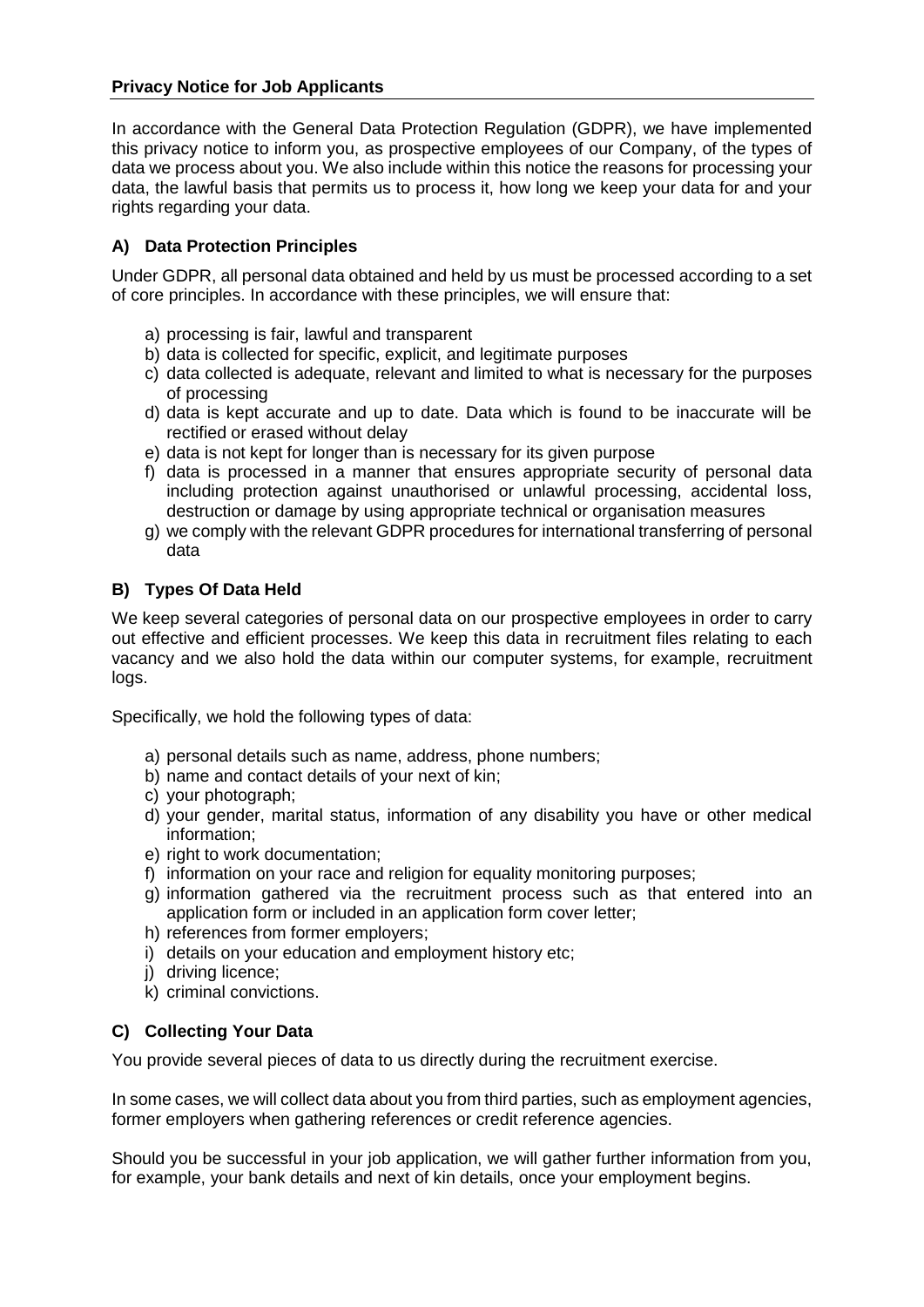## Privacy Notice for Job Applicants

In accordance with the General Data Protection Regulation (GDPR), we have implemented this privacy notice to inform you, as prospective employees of our Company, of the types of data we process about you. We also include within this notice the reasons for processing your data, the lawful basis that permits us to process it, how long we keep your data for and your rights regarding your data.

### A) Data Protection Principles

Under GDPR, all personal data obtained and held by us must be processed according to a set of core principles. In accordance with these principles, we will ensure that:

a) processing is fair, lawful and transparent
b) data is collected for specific, explicit, and legitimate purposes
c) data collected is adequate, relevant and limited to what is necessary for the purposes of processing
d) data is kept accurate and up to date. Data which is found to be inaccurate will be rectified or erased without delay
e) data is not kept for longer than is necessary for its given purpose
f) data is processed in a manner that ensures appropriate security of personal data including protection against unauthorised or unlawful processing, accidental loss, destruction or damage by using appropriate technical or organisation measures
g) we comply with the relevant GDPR procedures for international transferring of personal data

### B) Types Of Data Held

We keep several categories of personal data on our prospective employees in order to carry out effective and efficient processes. We keep this data in recruitment files relating to each vacancy and we also hold the data within our computer systems, for example, recruitment logs.

Specifically, we hold the following types of data:

a) personal details such as name, address, phone numbers;
b) name and contact details of your next of kin;
c) your photograph;
d) your gender, marital status, information of any disability you have or other medical information;
e) right to work documentation;
f) information on your race and religion for equality monitoring purposes;
g) information gathered via the recruitment process such as that entered into an application form or included in an application form cover letter;
h) references from former employers;
i) details on your education and employment history etc;
j) driving licence;
k) criminal convictions.

### C) Collecting Your Data

You provide several pieces of data to us directly during the recruitment exercise.

In some cases, we will collect data about you from third parties, such as employment agencies, former employers when gathering references or credit reference agencies.

Should you be successful in your job application, we will gather further information from you, for example, your bank details and next of kin details, once your employment begins.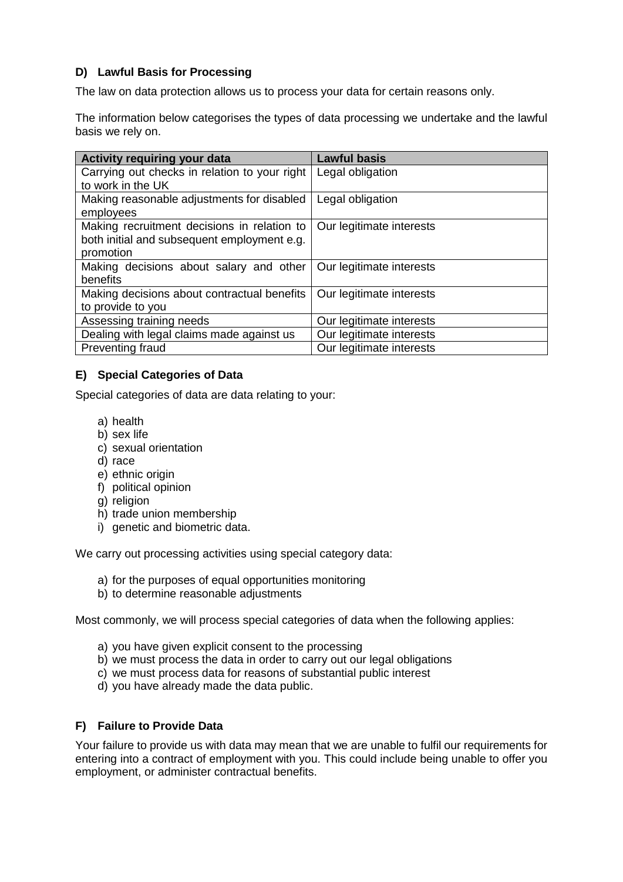### D) Lawful Basis for Processing

The law on data protection allows us to process your data for certain reasons only.

The information below categorises the types of data processing we undertake and the lawful basis we rely on.

| Activity requiring your data | Lawful basis |
|---|---|
| Carrying out checks in relation to your right to work in the UK | Legal obligation |
| Making reasonable adjustments for disabled employees | Legal obligation |
| Making recruitment decisions in relation to both initial and subsequent employment e.g. promotion | Our legitimate interests |
| Making decisions about salary and other benefits | Our legitimate interests |
| Making decisions about contractual benefits to provide to you | Our legitimate interests |
| Assessing training needs | Our legitimate interests |
| Dealing with legal claims made against us | Our legitimate interests |
| Preventing fraud | Our legitimate interests |

### E) Special Categories of Data

Special categories of data are data relating to your:

a) health
b) sex life
c) sexual orientation
d) race
e) ethnic origin
f) political opinion
g) religion
h) trade union membership
i) genetic and biometric data.

We carry out processing activities using special category data:

a) for the purposes of equal opportunities monitoring
b) to determine reasonable adjustments

Most commonly, we will process special categories of data when the following applies:

a) you have given explicit consent to the processing
b) we must process the data in order to carry out our legal obligations
c) we must process data for reasons of substantial public interest
d) you have already made the data public.

### F) Failure to Provide Data

Your failure to provide us with data may mean that we are unable to fulfil our requirements for entering into a contract of employment with you. This could include being unable to offer you employment, or administer contractual benefits.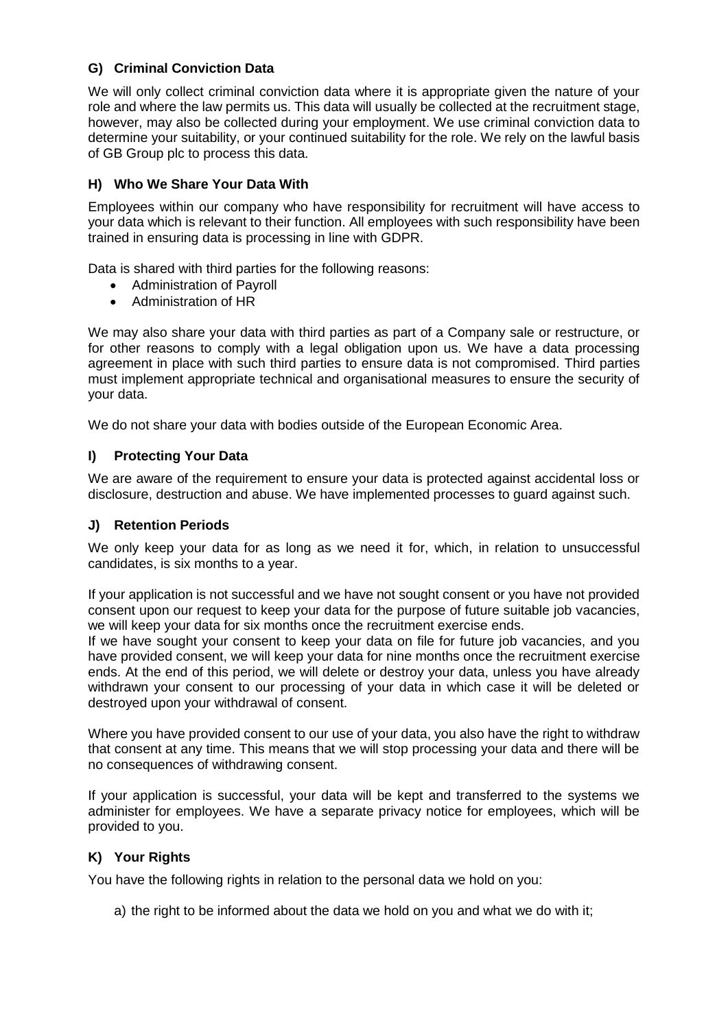## G) Criminal Conviction Data

We will only collect criminal conviction data where it is appropriate given the nature of your role and where the law permits us. This data will usually be collected at the recruitment stage, however, may also be collected during your employment. We use criminal conviction data to determine your suitability, or your continued suitability for the role. We rely on the lawful basis of GB Group plc to process this data.

## H) Who We Share Your Data With

Employees within our company who have responsibility for recruitment will have access to your data which is relevant to their function. All employees with such responsibility have been trained in ensuring data is processing in line with GDPR.

Data is shared with third parties for the following reasons:

- Administration of Payroll
- Administration of HR

We may also share your data with third parties as part of a Company sale or restructure, or for other reasons to comply with a legal obligation upon us. We have a data processing agreement in place with such third parties to ensure data is not compromised. Third parties must implement appropriate technical and organisational measures to ensure the security of your data.

We do not share your data with bodies outside of the European Economic Area.

## I) Protecting Your Data

We are aware of the requirement to ensure your data is protected against accidental loss or disclosure, destruction and abuse. We have implemented processes to guard against such.

## J) Retention Periods

We only keep your data for as long as we need it for, which, in relation to unsuccessful candidates, is six months to a year.

If your application is not successful and we have not sought consent or you have not provided consent upon our request to keep your data for the purpose of future suitable job vacancies, we will keep your data for six months once the recruitment exercise ends.
If we have sought your consent to keep your data on file for future job vacancies, and you have provided consent, we will keep your data for nine months once the recruitment exercise ends. At the end of this period, we will delete or destroy your data, unless you have already withdrawn your consent to our processing of your data in which case it will be deleted or destroyed upon your withdrawal of consent.

Where you have provided consent to our use of your data, you also have the right to withdraw that consent at any time. This means that we will stop processing your data and there will be no consequences of withdrawing consent.

If your application is successful, your data will be kept and transferred to the systems we administer for employees. We have a separate privacy notice for employees, which will be provided to you.

## K) Your Rights

You have the following rights in relation to the personal data we hold on you:

a) the right to be informed about the data we hold on you and what we do with it;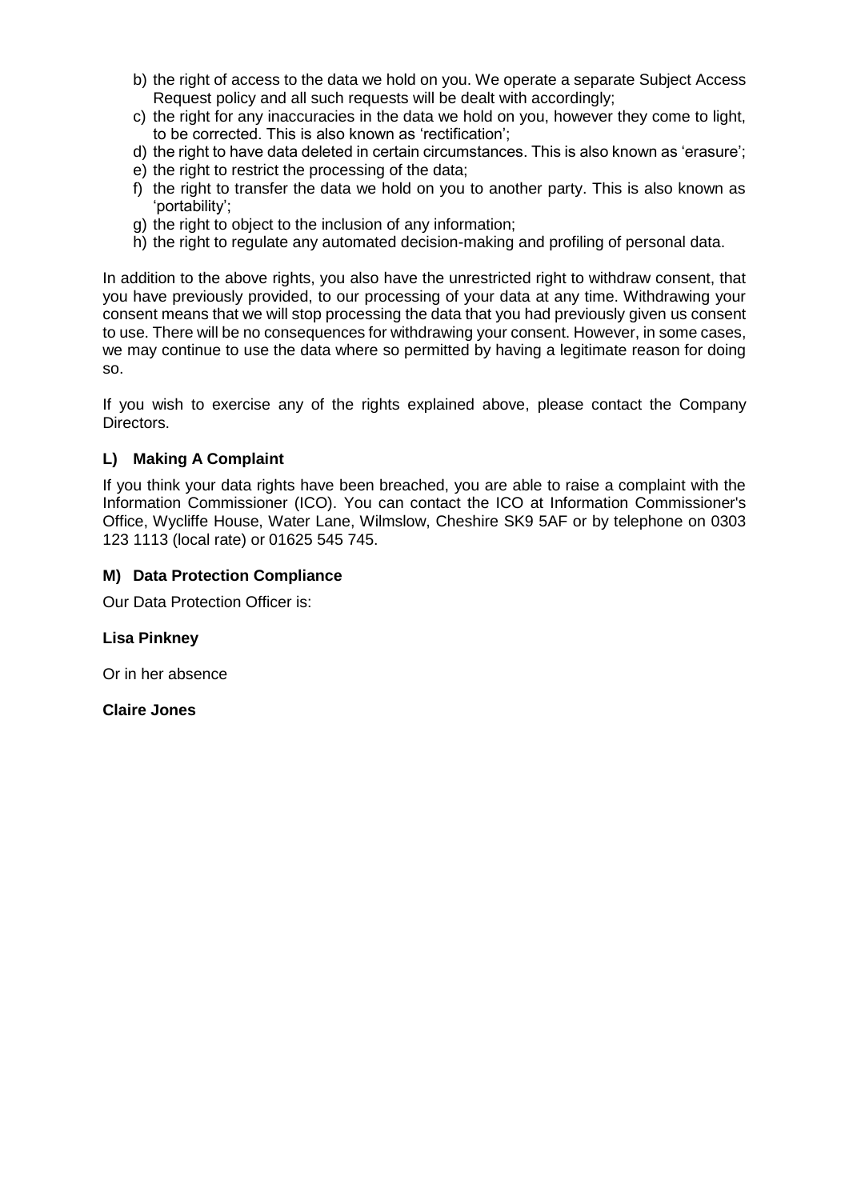b) the right of access to the data we hold on you. We operate a separate Subject Access Request policy and all such requests will be dealt with accordingly;
c) the right for any inaccuracies in the data we hold on you, however they come to light, to be corrected. This is also known as 'rectification';
d) the right to have data deleted in certain circumstances. This is also known as 'erasure';
e) the right to restrict the processing of the data;
f) the right to transfer the data we hold on you to another party. This is also known as 'portability';
g) the right to object to the inclusion of any information;
h) the right to regulate any automated decision-making and profiling of personal data.

In addition to the above rights, you also have the unrestricted right to withdraw consent, that you have previously provided, to our processing of your data at any time. Withdrawing your consent means that we will stop processing the data that you had previously given us consent to use. There will be no consequences for withdrawing your consent. However, in some cases, we may continue to use the data where so permitted by having a legitimate reason for doing so.

If you wish to exercise any of the rights explained above, please contact the Company Directors.

### L) Making A Complaint

If you think your data rights have been breached, you are able to raise a complaint with the Information Commissioner (ICO). You can contact the ICO at Information Commissioner's Office, Wycliffe House, Water Lane, Wilmslow, Cheshire SK9 5AF or by telephone on 0303 123 1113 (local rate) or 01625 545 745.

### M) Data Protection Compliance

Our Data Protection Officer is:

**Lisa Pinkney**

Or in her absence

**Claire Jones**